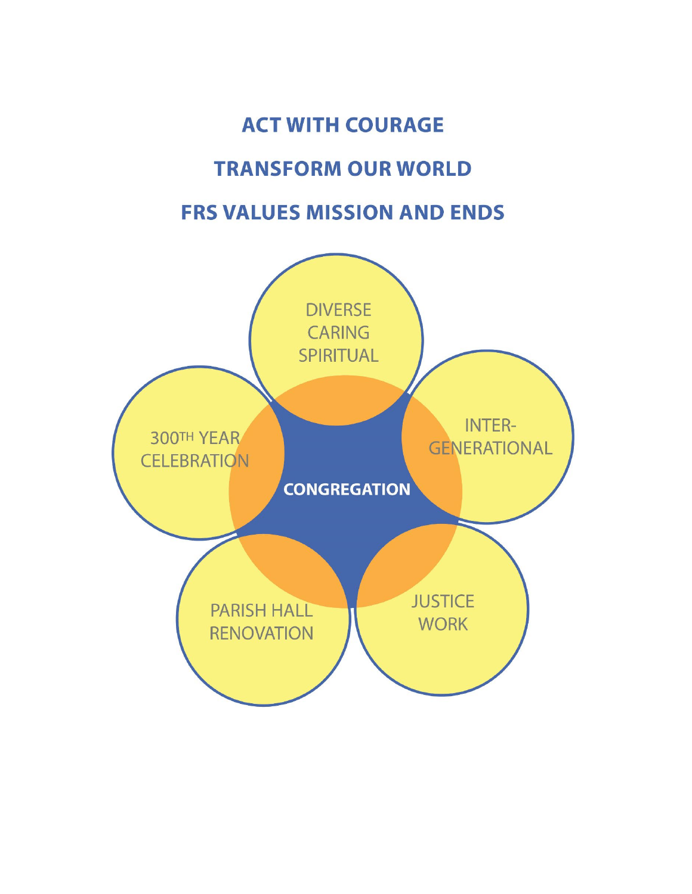# ACT WITH COURAGE

# TRANSFORM OUR WORLD

# FRS VALUES MISSION AND ENDS

DIVERSE
CARING
SPIRITUAL

INTER-
GENERATIONAL

300TH YEAR
CELEBRATION

**CONGREGATION**

PARISH HALL
RENOVATION

JUSTICE
WORK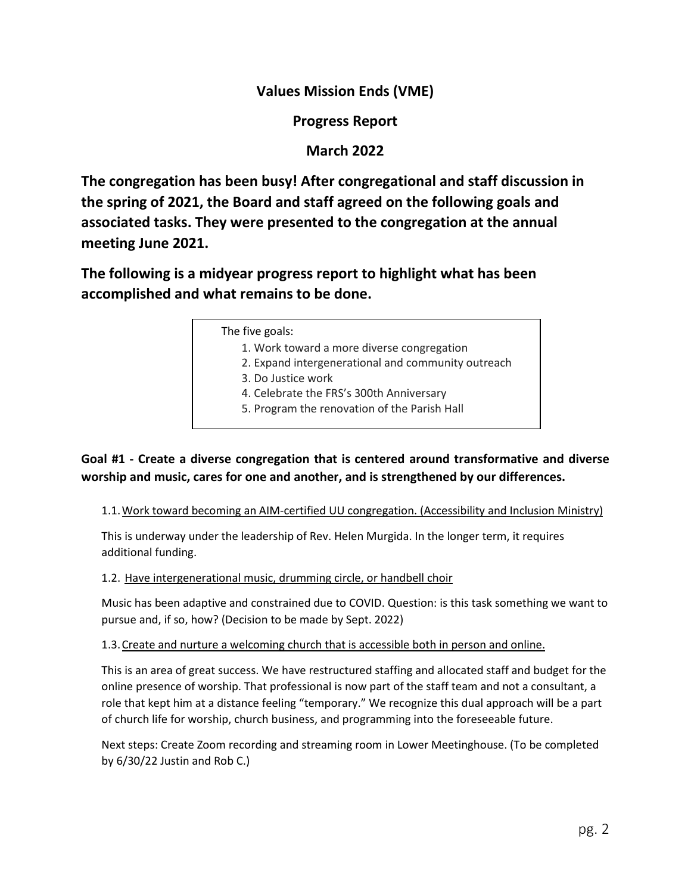# Values Mission Ends (VME)

## Progress Report

## March 2022

**The congregation has been busy! After congregational and staff discussion in the spring of 2021, the Board and staff agreed on the following goals and associated tasks. They were presented to the congregation at the annual meeting June 2021.**

**The following is a midyear progress report to highlight what has been accomplished and what remains to be done.**

The five goals:

1. Work toward a more diverse congregation
2. Expand intergenerational and community outreach
3. Do Justice work
4. Celebrate the FRS's 300th Anniversary
5. Program the renovation of the Parish Hall

**Goal #1 - Create a diverse congregation that is centered around transformative and diverse worship and music, cares for one and another, and is strengthened by our differences.**

1.1. Work toward becoming an AIM-certified UU congregation. (Accessibility and Inclusion Ministry)

This is underway under the leadership of Rev. Helen Murgida. In the longer term, it requires additional funding.

1.2. Have intergenerational music, drumming circle, or handbell choir

Music has been adaptive and constrained due to COVID. Question: is this task something we want to pursue and, if so, how? (Decision to be made by Sept. 2022)

1.3. Create and nurture a welcoming church that is accessible both in person and online.

This is an area of great success. We have restructured staffing and allocated staff and budget for the online presence of worship. That professional is now part of the staff team and not a consultant, a role that kept him at a distance feeling "temporary." We recognize this dual approach will be a part of church life for worship, church business, and programming into the foreseeable future.

Next steps: Create Zoom recording and streaming room in Lower Meetinghouse. (To be completed by 6/30/22 Justin and Rob C.)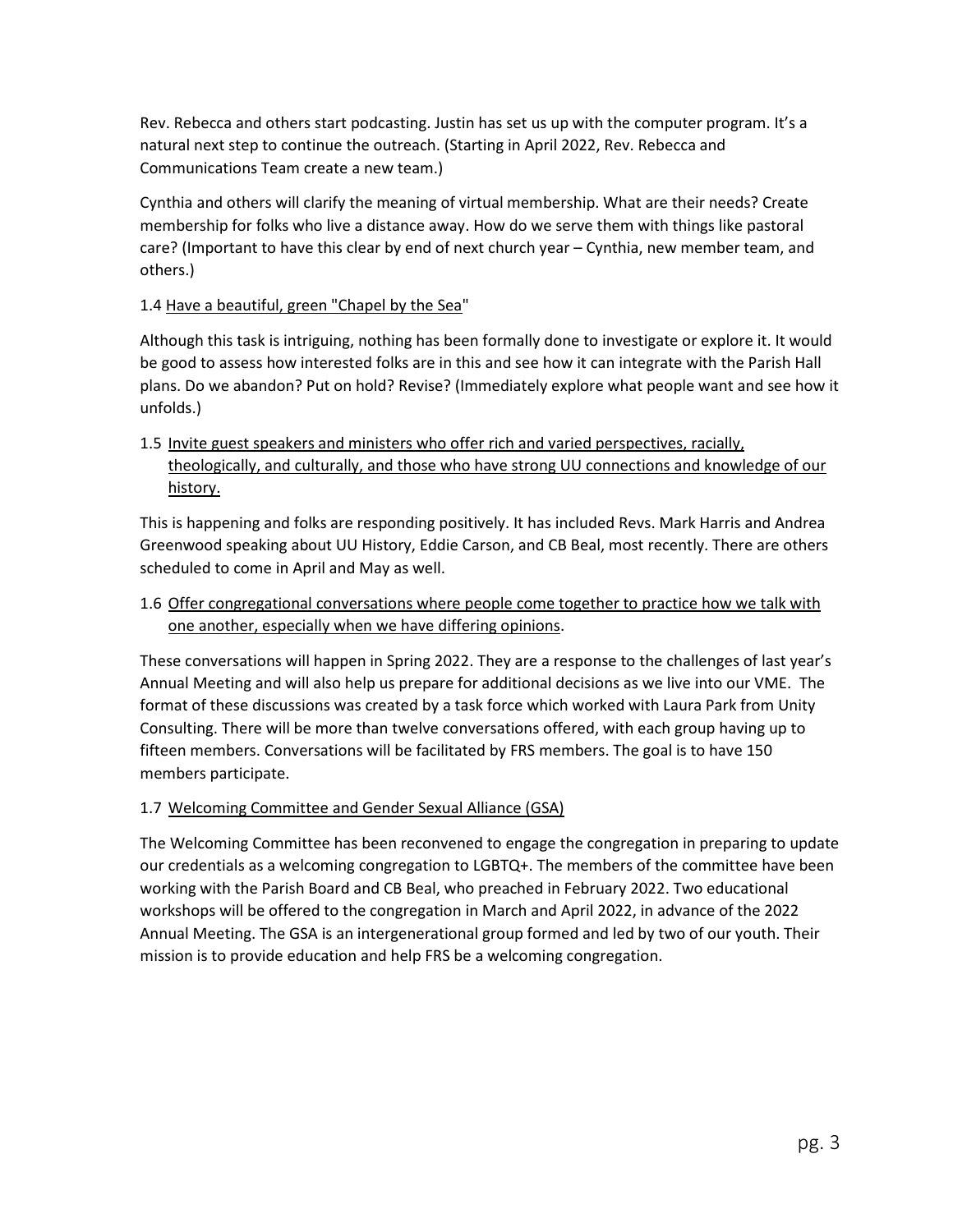Rev. Rebecca and others start podcasting. Justin has set us up with the computer program. It's a natural next step to continue the outreach. (Starting in April 2022, Rev. Rebecca and Communications Team create a new team.)

Cynthia and others will clarify the meaning of virtual membership. What are their needs? Create membership for folks who live a distance away. How do we serve them with things like pastoral care? (Important to have this clear by end of next church year – Cynthia, new member team, and others.)

1.4 <u>Have a beautiful, green "Chapel by the Sea</u>"

Although this task is intriguing, nothing has been formally done to investigate or explore it. It would be good to assess how interested folks are in this and see how it can integrate with the Parish Hall plans. Do we abandon? Put on hold? Revise? (Immediately explore what people want and see how it unfolds.)

1.5 <u>Invite guest speakers and ministers who offer rich and varied perspectives, racially, theologically, and culturally, and those who have strong UU connections and knowledge of our history.</u>

This is happening and folks are responding positively. It has included Revs. Mark Harris and Andrea Greenwood speaking about UU History, Eddie Carson, and CB Beal, most recently. There are others scheduled to come in April and May as well.

1.6 <u>Offer congregational conversations where people come together to practice how we talk with one another, especially when we have differing opinions</u>.

These conversations will happen in Spring 2022. They are a response to the challenges of last year's Annual Meeting and will also help us prepare for additional decisions as we live into our VME. The format of these discussions was created by a task force which worked with Laura Park from Unity Consulting. There will be more than twelve conversations offered, with each group having up to fifteen members. Conversations will be facilitated by FRS members. The goal is to have 150 members participate.

1.7 <u>Welcoming Committee and Gender Sexual Alliance (GSA)</u>

The Welcoming Committee has been reconvened to engage the congregation in preparing to update our credentials as a welcoming congregation to LGBTQ+. The members of the committee have been working with the Parish Board and CB Beal, who preached in February 2022. Two educational workshops will be offered to the congregation in March and April 2022, in advance of the 2022 Annual Meeting. The GSA is an intergenerational group formed and led by two of our youth. Their mission is to provide education and help FRS be a welcoming congregation.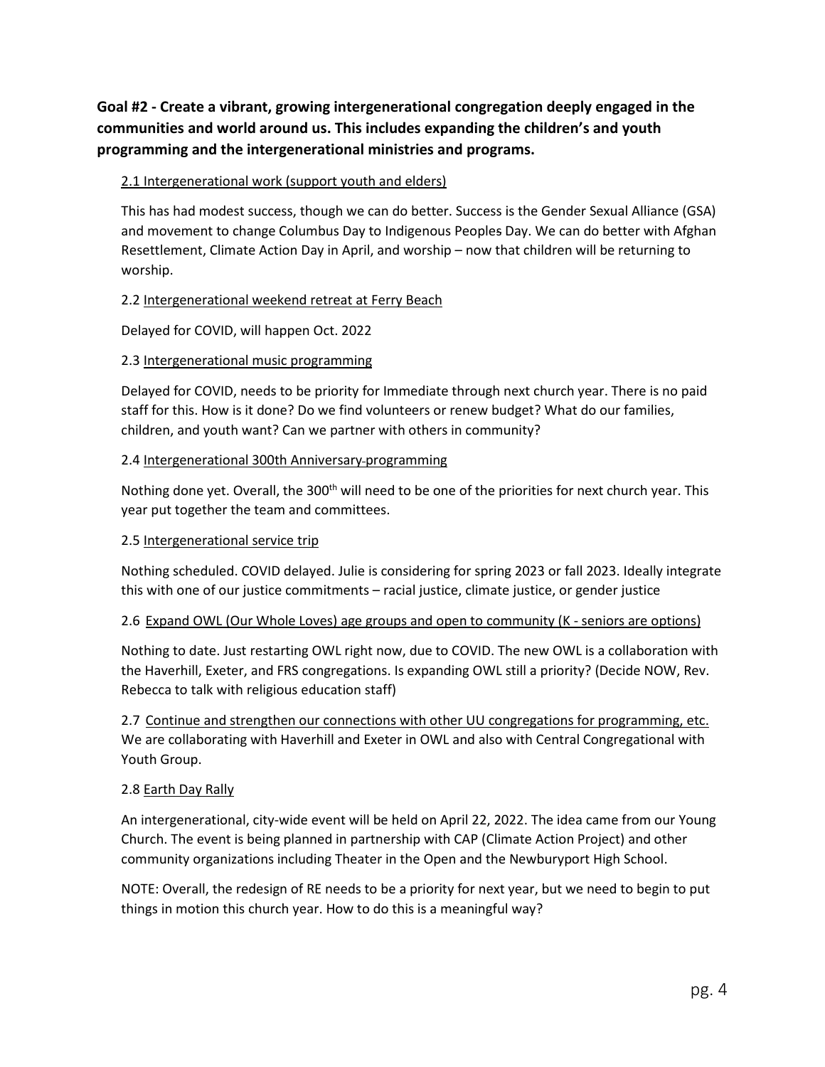**Goal #2 - Create a vibrant, growing intergenerational congregation deeply engaged in the communities and world around us. This includes expanding the children's and youth programming and the intergenerational ministries and programs.**

2.1 Intergenerational work (support youth and elders)

This has had modest success, though we can do better. Success is the Gender Sexual Alliance (GSA) and movement to change Columbus Day to Indigenous Peoples Day. We can do better with Afghan Resettlement, Climate Action Day in April, and worship – now that children will be returning to worship.

2.2 Intergenerational weekend retreat at Ferry Beach

Delayed for COVID, will happen Oct. 2022

2.3 Intergenerational music programming

Delayed for COVID, needs to be priority for Immediate through next church year. There is no paid staff for this. How is it done? Do we find volunteers or renew budget? What do our families, children, and youth want? Can we partner with others in community?

2.4 Intergenerational 300th Anniversary programming

Nothing done yet. Overall, the 300th will need to be one of the priorities for next church year. This year put together the team and committees.

2.5 Intergenerational service trip

Nothing scheduled. COVID delayed. Julie is considering for spring 2023 or fall 2023. Ideally integrate this with one of our justice commitments – racial justice, climate justice, or gender justice

2.6 Expand OWL (Our Whole Loves) age groups and open to community (K - seniors are options)

Nothing to date. Just restarting OWL right now, due to COVID. The new OWL is a collaboration with the Haverhill, Exeter, and FRS congregations. Is expanding OWL still a priority? (Decide NOW, Rev. Rebecca to talk with religious education staff)

2.7 Continue and strengthen our connections with other UU congregations for programming, etc.
We are collaborating with Haverhill and Exeter in OWL and also with Central Congregational with Youth Group.

2.8 Earth Day Rally

An intergenerational, city-wide event will be held on April 22, 2022. The idea came from our Young Church. The event is being planned in partnership with CAP (Climate Action Project) and other community organizations including Theater in the Open and the Newburyport High School.

NOTE: Overall, the redesign of RE needs to be a priority for next year, but we need to begin to put things in motion this church year. How to do this is a meaningful way?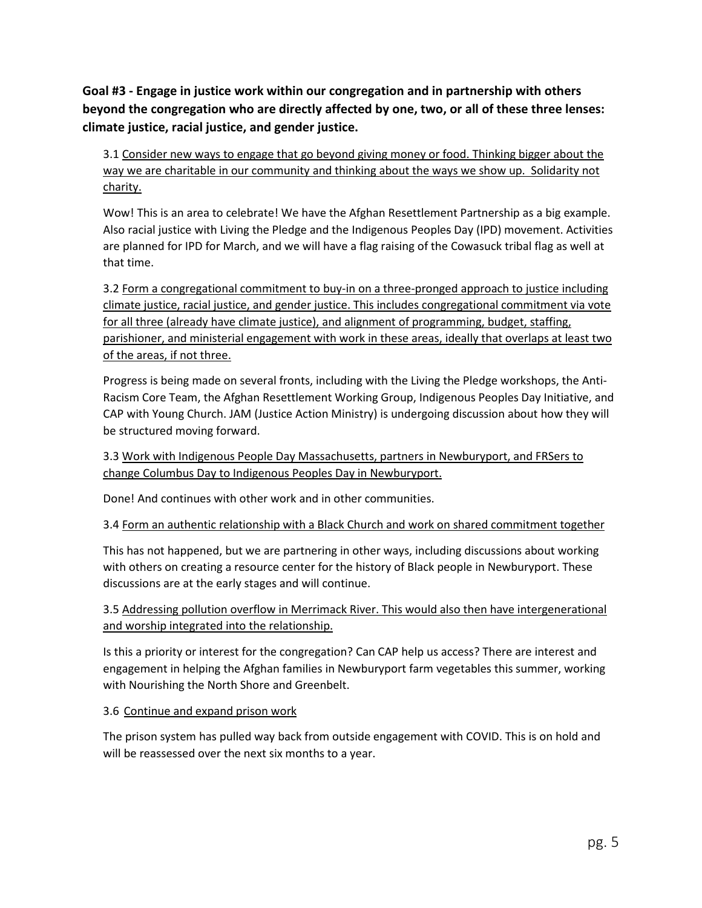**Goal #3 - Engage in justice work within our congregation and in partnership with others beyond the congregation who are directly affected by one, two, or all of these three lenses: climate justice, racial justice, and gender justice.**

3.1 <u>Consider new ways to engage that go beyond giving money or food. Thinking bigger about the way we are charitable in our community and thinking about the ways we show up. Solidarity not charity.</u>

Wow! This is an area to celebrate! We have the Afghan Resettlement Partnership as a big example. Also racial justice with Living the Pledge and the Indigenous Peoples Day (IPD) movement. Activities are planned for IPD for March, and we will have a flag raising of the Cowasuck tribal flag as well at that time.

3.2 <u>Form a congregational commitment to buy-in on a three-pronged approach to justice including climate justice, racial justice, and gender justice. This includes congregational commitment via vote for all three (already have climate justice), and alignment of programming, budget, staffing, parishioner, and ministerial engagement with work in these areas, ideally that overlaps at least two of the areas, if not three.</u>

Progress is being made on several fronts, including with the Living the Pledge workshops, the Anti-Racism Core Team, the Afghan Resettlement Working Group, Indigenous Peoples Day Initiative, and CAP with Young Church. JAM (Justice Action Ministry) is undergoing discussion about how they will be structured moving forward.

3.3 <u>Work with Indigenous People Day Massachusetts, partners in Newburyport, and FRSers to change Columbus Day to Indigenous Peoples Day in Newburyport.</u>

Done! And continues with other work and in other communities.

3.4 <u>Form an authentic relationship with a Black Church and work on shared commitment together</u>

This has not happened, but we are partnering in other ways, including discussions about working with others on creating a resource center for the history of Black people in Newburyport. These discussions are at the early stages and will continue.

3.5 <u>Addressing pollution overflow in Merrimack River. This would also then have intergenerational and worship integrated into the relationship.</u>

Is this a priority or interest for the congregation? Can CAP help us access? There are interest and engagement in helping the Afghan families in Newburyport farm vegetables this summer, working with Nourishing the North Shore and Greenbelt.

3.6 <u>Continue and expand prison work</u>

The prison system has pulled way back from outside engagement with COVID. This is on hold and will be reassessed over the next six months to a year.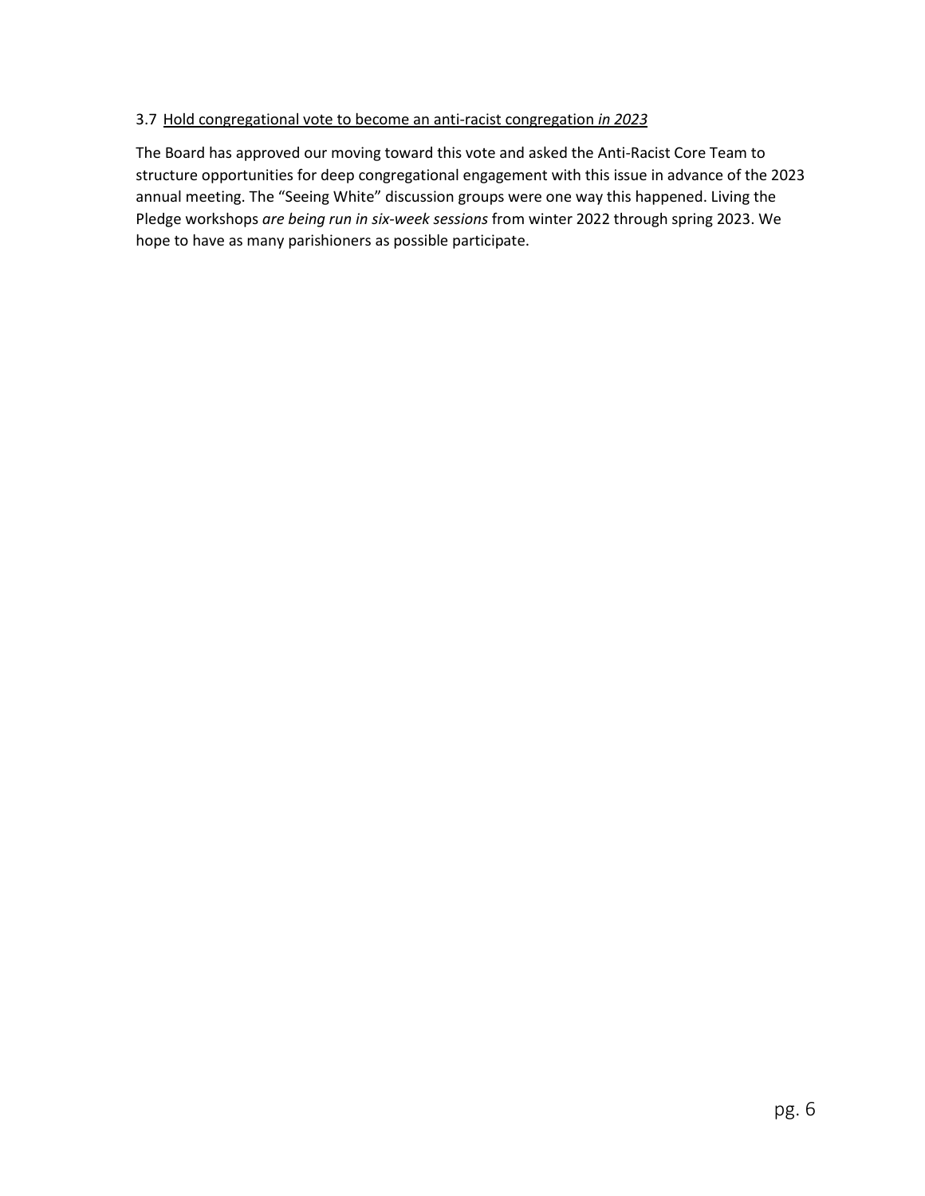3.7 <u>Hold congregational vote to become an anti-racist congregation *in 2023*</u>

The Board has approved our moving toward this vote and asked the Anti-Racist Core Team to structure opportunities for deep congregational engagement with this issue in advance of the 2023 annual meeting. The “Seeing White” discussion groups were one way this happened. Living the Pledge workshops *are being run in six-week sessions* from winter 2022 through spring 2023. We hope to have as many parishioners as possible participate.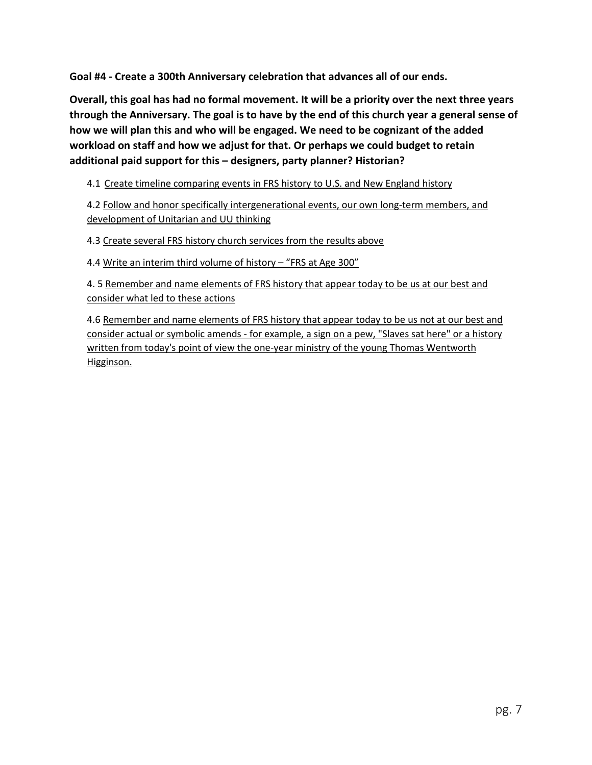**Goal #4 - Create a 300th Anniversary celebration that advances all of our ends.**

**Overall, this goal has had no formal movement. It will be a priority over the next three years through the Anniversary. The goal is to have by the end of this church year a general sense of how we will plan this and who will be engaged. We need to be cognizant of the added workload on staff and how we adjust for that. Or perhaps we could budget to retain additional paid support for this – designers, party planner? Historian?**

4.1 <u>Create timeline comparing events in FRS history to U.S. and New England history</u>

4.2 <u>Follow and honor specifically intergenerational events, our own long-term members, and development of Unitarian and UU thinking</u>

4.3 <u>Create several FRS history church services from the results above</u>

4.4 <u>Write an interim third volume of history – "FRS at Age 300"</u>

4. 5 <u>Remember and name elements of FRS history that appear today to be us at our best and consider what led to these actions</u>

4.6 <u>Remember and name elements of FRS history that appear today to be us not at our best and consider actual or symbolic amends - for example, a sign on a pew, "Slaves sat here" or a history written from today's point of view the one-year ministry of the young Thomas Wentworth Higginson.</u>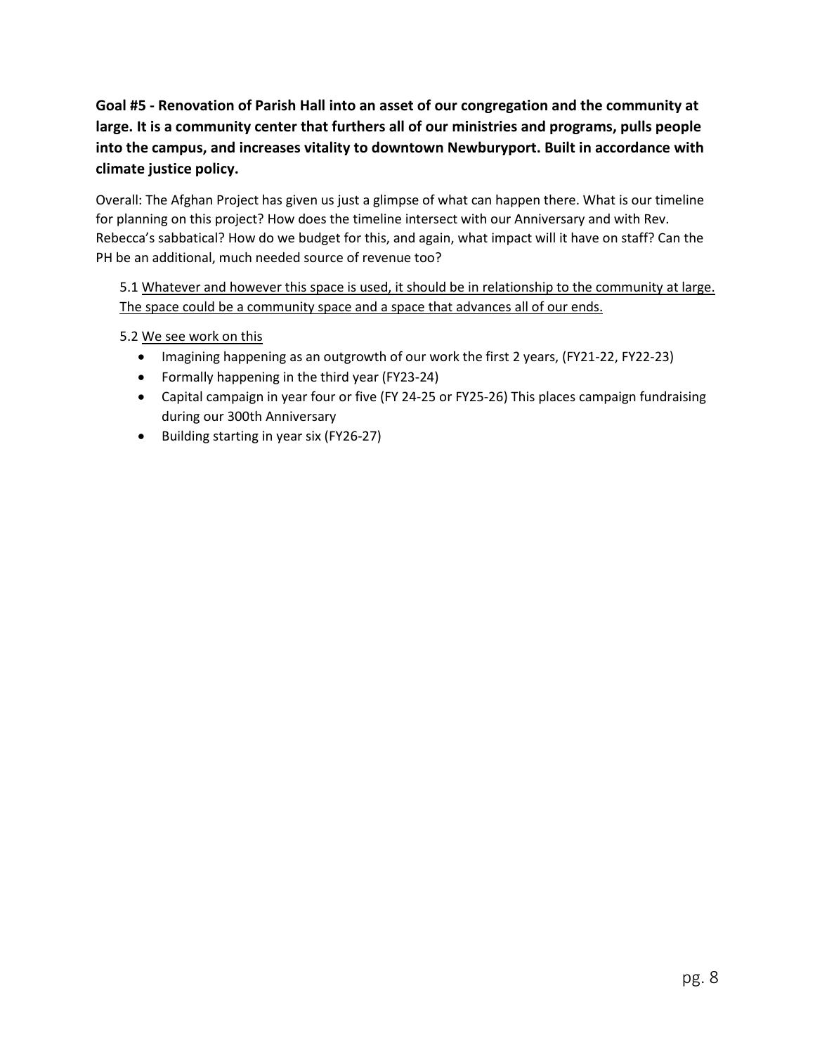**Goal #5 - Renovation of Parish Hall into an asset of our congregation and the community at large. It is a community center that furthers all of our ministries and programs, pulls people into the campus, and increases vitality to downtown Newburyport. Built in accordance with climate justice policy.**

Overall: The Afghan Project has given us just a glimpse of what can happen there. What is our timeline for planning on this project? How does the timeline intersect with our Anniversary and with Rev. Rebecca's sabbatical? How do we budget for this, and again, what impact will it have on staff? Can the PH be an additional, much needed source of revenue too?

5.1 <u>Whatever and however this space is used, it should be in relationship to the community at large. The space could be a community space and a space that advances all of our ends.</u>

5.2 <u>We see work on this</u>

- Imagining happening as an outgrowth of our work the first 2 years, (FY21-22, FY22-23)
- Formally happening in the third year (FY23-24)
- Capital campaign in year four or five (FY 24-25 or FY25-26) This places campaign fundraising during our 300th Anniversary
- Building starting in year six (FY26-27)